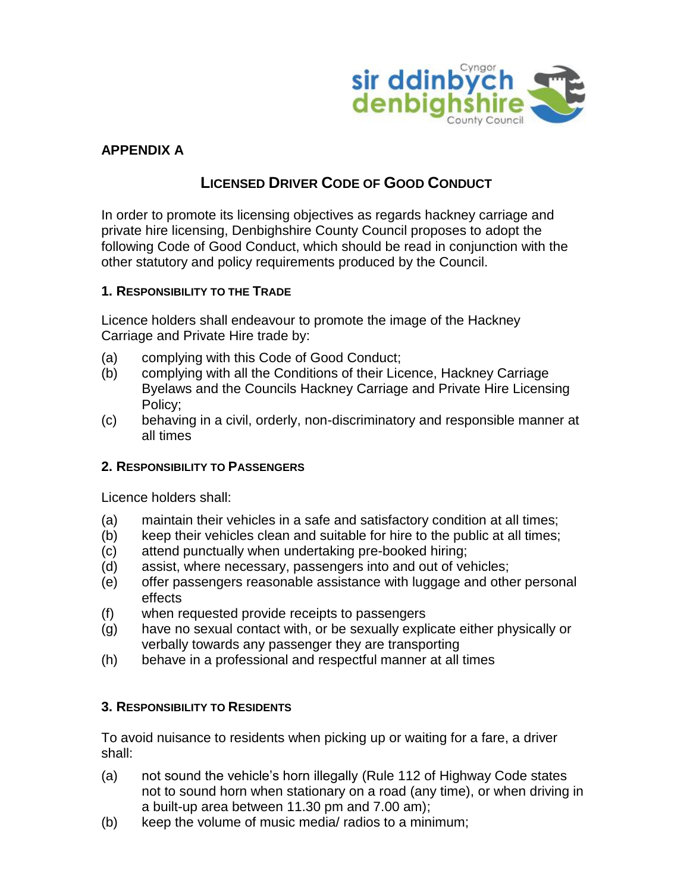**APPENDIX A**

# Licensed Driver Code of Good Conduct

In order to promote its licensing objectives as regards hackney carriage and private hire licensing, Denbighshire County Council proposes to adopt the following Code of Good Conduct, which should be read in conjunction with the other statutory and policy requirements produced by the Council.

## 1. Responsibility to the Trade

Licence holders shall endeavour to promote the image of the Hackney Carriage and Private Hire trade by:

(a) complying with this Code of Good Conduct;
(b) complying with all the Conditions of their Licence, Hackney Carriage Byelaws and the Councils Hackney Carriage and Private Hire Licensing Policy;
(c) behaving in a civil, orderly, non-discriminatory and responsible manner at all times

## 2. Responsibility to Passengers

Licence holders shall:

(a) maintain their vehicles in a safe and satisfactory condition at all times;
(b) keep their vehicles clean and suitable for hire to the public at all times;
(c) attend punctually when undertaking pre-booked hiring;
(d) assist, where necessary, passengers into and out of vehicles;
(e) offer passengers reasonable assistance with luggage and other personal effects
(f) when requested provide receipts to passengers
(g) have no sexual contact with, or be sexually explicate either physically or verbally towards any passenger they are transporting
(h) behave in a professional and respectful manner at all times

## 3. Responsibility to Residents

To avoid nuisance to residents when picking up or waiting for a fare, a driver shall:

(a) not sound the vehicle's horn illegally (Rule 112 of Highway Code states not to sound horn when stationary on a road (any time), or when driving in a built-up area between 11.30 pm and 7.00 am);
(b) keep the volume of music media/ radios to a minimum;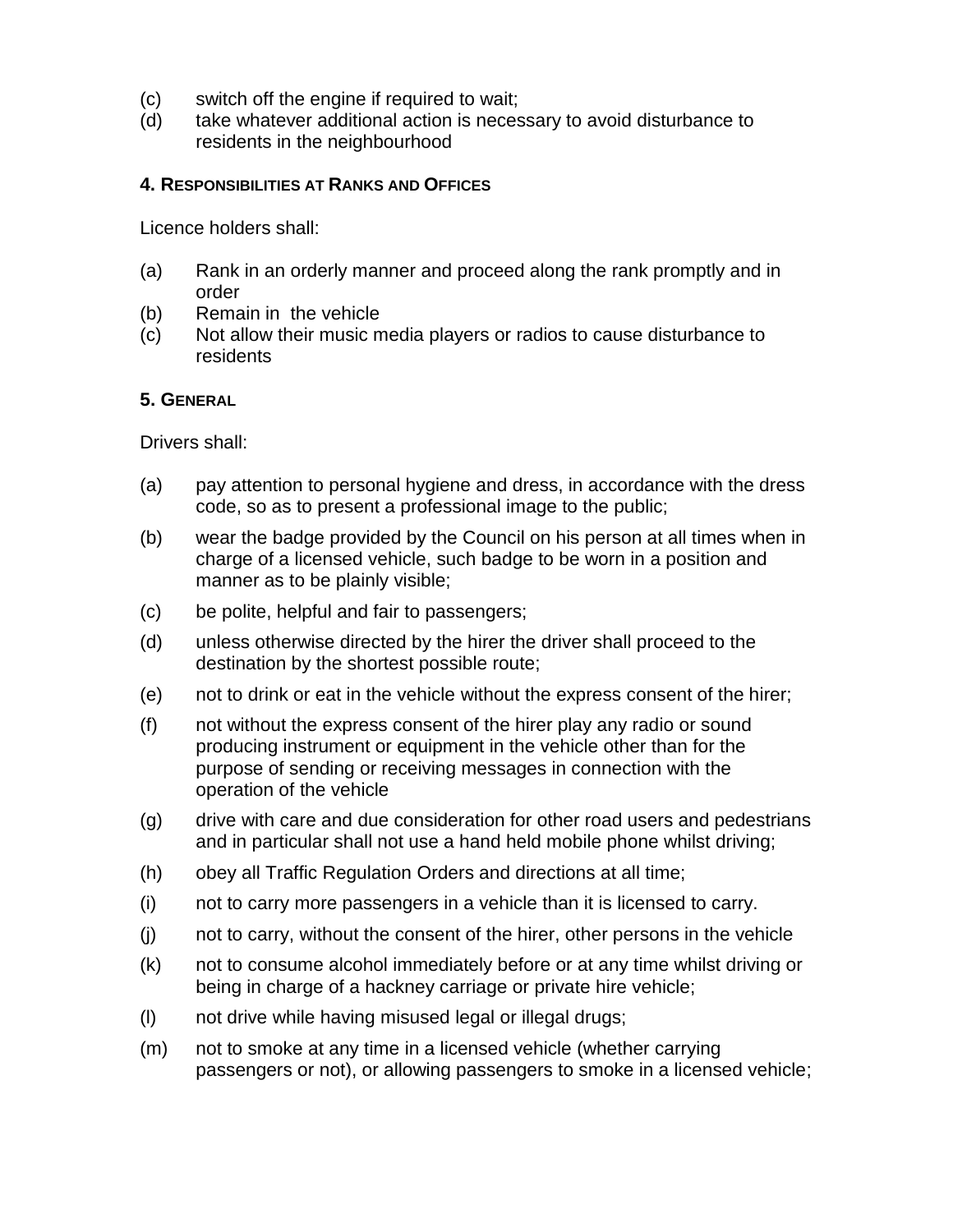(c) switch off the engine if required to wait;
(d) take whatever additional action is necessary to avoid disturbance to residents in the neighbourhood

#### 4. Responsibilities at Ranks and Offices

Licence holders shall:

(a) Rank in an orderly manner and proceed along the rank promptly and in order
(b) Remain in the vehicle
(c) Not allow their music media players or radios to cause disturbance to residents

#### 5. General

Drivers shall:

(a) pay attention to personal hygiene and dress, in accordance with the dress code, so as to present a professional image to the public;

(b) wear the badge provided by the Council on his person at all times when in charge of a licensed vehicle, such badge to be worn in a position and manner as to be plainly visible;

(c) be polite, helpful and fair to passengers;

(d) unless otherwise directed by the hirer the driver shall proceed to the destination by the shortest possible route;

(e) not to drink or eat in the vehicle without the express consent of the hirer;

(f) not without the express consent of the hirer play any radio or sound producing instrument or equipment in the vehicle other than for the purpose of sending or receiving messages in connection with the operation of the vehicle

(g) drive with care and due consideration for other road users and pedestrians and in particular shall not use a hand held mobile phone whilst driving;

(h) obey all Traffic Regulation Orders and directions at all time;

(i) not to carry more passengers in a vehicle than it is licensed to carry.

(j) not to carry, without the consent of the hirer, other persons in the vehicle

(k) not to consume alcohol immediately before or at any time whilst driving or being in charge of a hackney carriage or private hire vehicle;

(l) not drive while having misused legal or illegal drugs;

(m) not to smoke at any time in a licensed vehicle (whether carrying passengers or not), or allowing passengers to smoke in a licensed vehicle;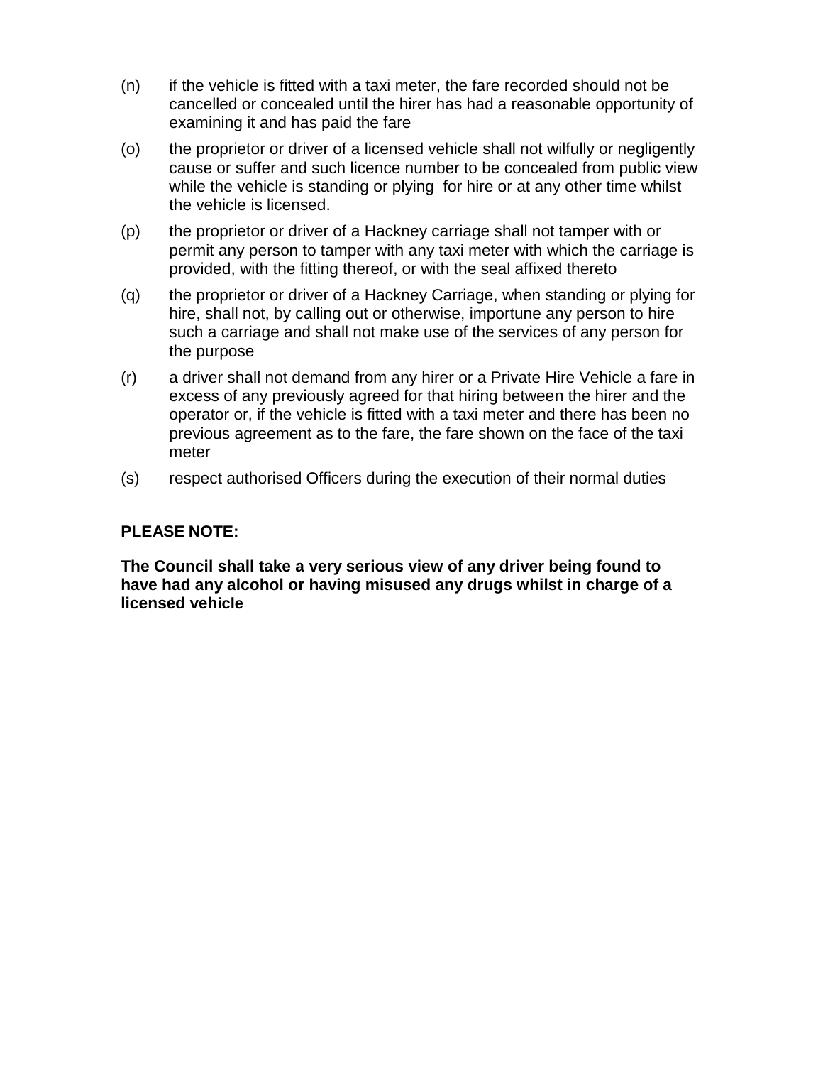(n) if the vehicle is fitted with a taxi meter, the fare recorded should not be cancelled or concealed until the hirer has had a reasonable opportunity of examining it and has paid the fare

(o) the proprietor or driver of a licensed vehicle shall not wilfully or negligently cause or suffer and such licence number to be concealed from public view while the vehicle is standing or plying for hire or at any other time whilst the vehicle is licensed.

(p) the proprietor or driver of a Hackney carriage shall not tamper with or permit any person to tamper with any taxi meter with which the carriage is provided, with the fitting thereof, or with the seal affixed thereto

(q) the proprietor or driver of a Hackney Carriage, when standing or plying for hire, shall not, by calling out or otherwise, importune any person to hire such a carriage and shall not make use of the services of any person for the purpose

(r) a driver shall not demand from any hirer or a Private Hire Vehicle a fare in excess of any previously agreed for that hiring between the hirer and the operator or, if the vehicle is fitted with a taxi meter and there has been no previous agreement as to the fare, the fare shown on the face of the taxi meter

(s) respect authorised Officers during the execution of their normal duties

**PLEASE NOTE:**

**The Council shall take a very serious view of any driver being found to have had any alcohol or having misused any drugs whilst in charge of a licensed vehicle**